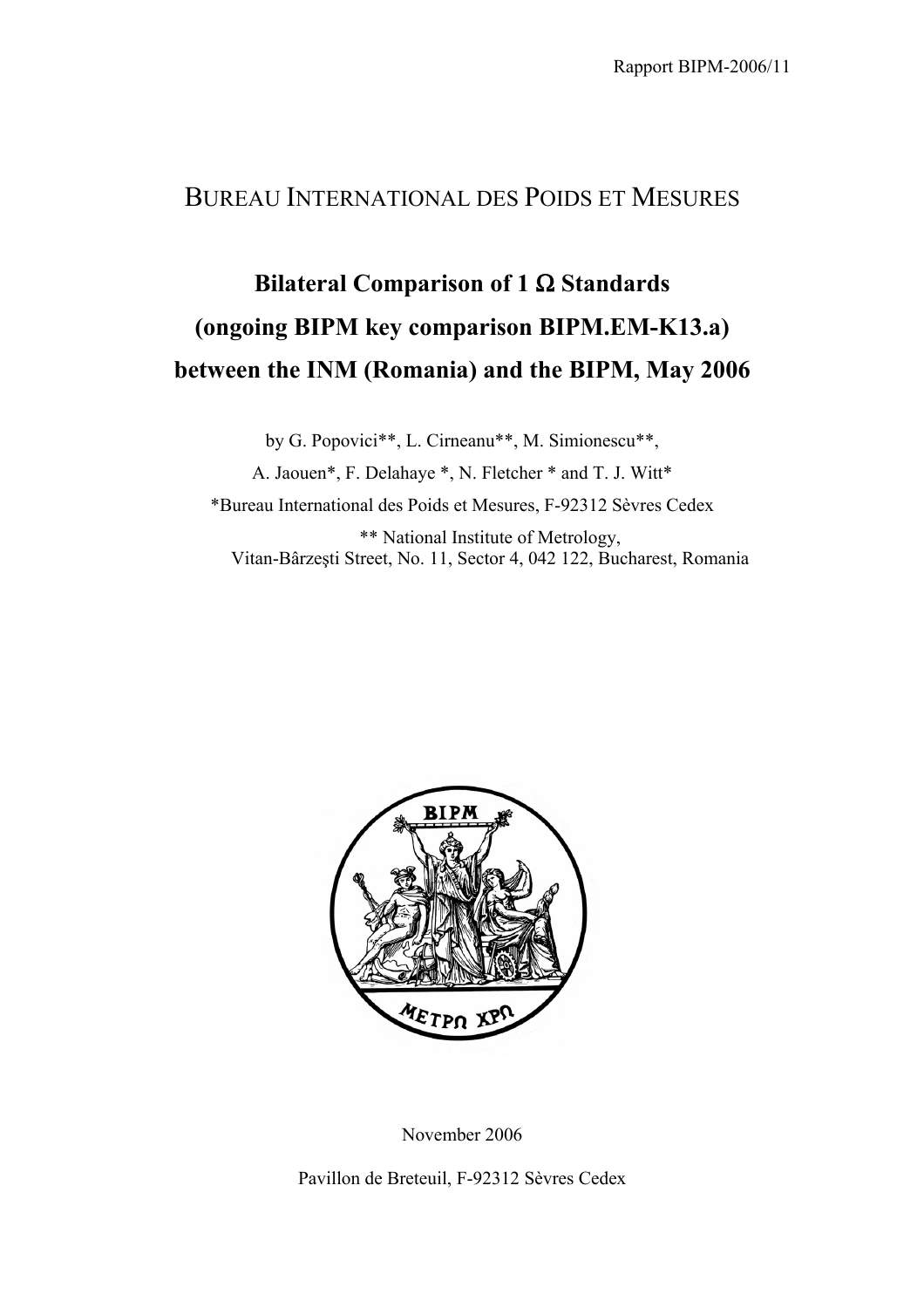Rapport BIPM-2006/11

# BUREAU INTERNATIONAL DES POIDS ET MESURES

## Bilateral Comparison of 1 Ω Standards (ongoing BIPM key comparison BIPM.EM-K13.a) between the INM (Romania) and the BIPM, May 2006

by G. Popovici**, L. Cirneanu**, M. Simionescu**,

A. Jaouen*, F. Delahaye *, N. Fletcher * and T. J. Witt*

*Bureau International des Poids et Mesures, F-92312 Sèvres Cedex

** National Institute of Metrology,
Vitan-Bârzeşti Street, No. 11, Sector 4, 042 122, Bucharest, Romania

November 2006

Pavillon de Breteuil, F-92312 Sèvres Cedex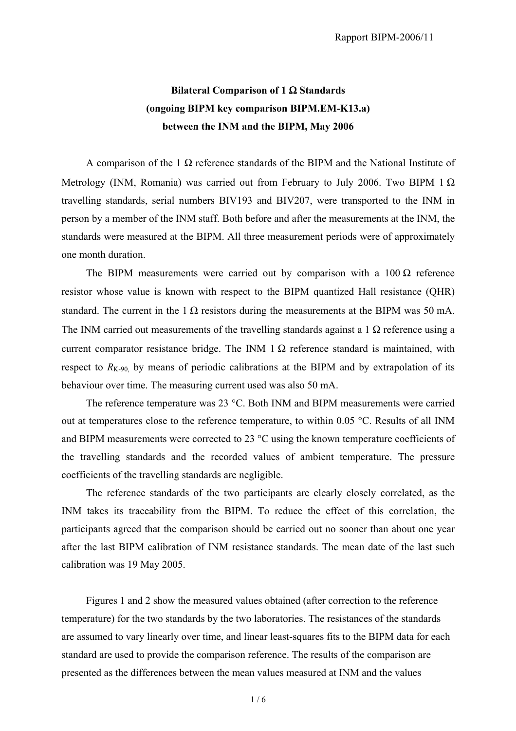**Bilateral Comparison of 1 Ω Standards**
**(ongoing BIPM key comparison BIPM.EM-K13.a)**
**between the INM and the BIPM, May 2006**

A comparison of the 1 Ω reference standards of the BIPM and the National Institute of Metrology (INM, Romania) was carried out from February to July 2006. Two BIPM 1 Ω travelling standards, serial numbers BIV193 and BIV207, were transported to the INM in person by a member of the INM staff. Both before and after the measurements at the INM, the standards were measured at the BIPM. All three measurement periods were of approximately one month duration.

The BIPM measurements were carried out by comparison with a 100 Ω reference resistor whose value is known with respect to the BIPM quantized Hall resistance (QHR) standard. The current in the 1 Ω resistors during the measurements at the BIPM was 50 mA. The INM carried out measurements of the travelling standards against a 1 Ω reference using a current comparator resistance bridge. The INM 1 Ω reference standard is maintained, with respect to $R_{K-90}$, by means of periodic calibrations at the BIPM and by extrapolation of its behaviour over time. The measuring current used was also 50 mA.

The reference temperature was 23 °C. Both INM and BIPM measurements were carried out at temperatures close to the reference temperature, to within 0.05 °C. Results of all INM and BIPM measurements were corrected to 23 °C using the known temperature coefficients of the travelling standards and the recorded values of ambient temperature. The pressure coefficients of the travelling standards are negligible.

The reference standards of the two participants are clearly closely correlated, as the INM takes its traceability from the BIPM. To reduce the effect of this correlation, the participants agreed that the comparison should be carried out no sooner than about one year after the last BIPM calibration of INM resistance standards. The mean date of the last such calibration was 19 May 2005.

Figures 1 and 2 show the measured values obtained (after correction to the reference temperature) for the two standards by the two laboratories. The resistances of the standards are assumed to vary linearly over time, and linear least-squares fits to the BIPM data for each standard are used to provide the comparison reference. The results of the comparison are presented as the differences between the mean values measured at INM and the values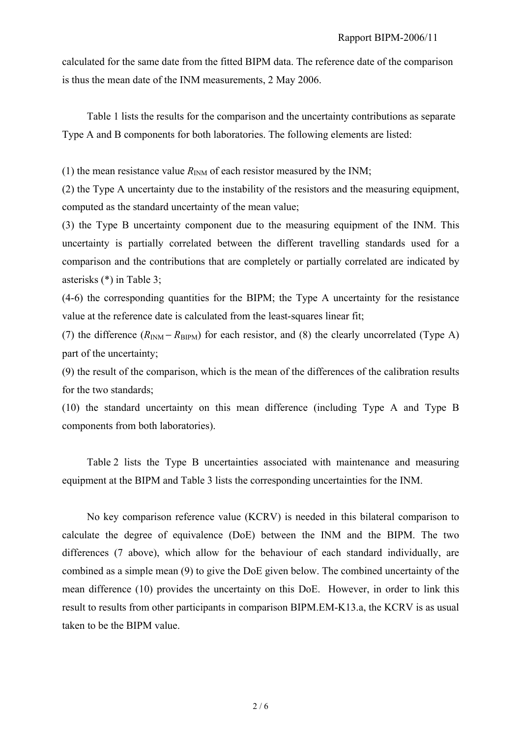calculated for the same date from the fitted BIPM data. The reference date of the comparison is thus the mean date of the INM measurements, 2 May 2006.

Table 1 lists the results for the comparison and the uncertainty contributions as separate Type A and B components for both laboratories. The following elements are listed:

(1) the mean resistance value $R_{\mathrm{INM}}$ of each resistor measured by the INM;

(2) the Type A uncertainty due to the instability of the resistors and the measuring equipment, computed as the standard uncertainty of the mean value;

(3) the Type B uncertainty component due to the measuring equipment of the INM. This uncertainty is partially correlated between the different travelling standards used for a comparison and the contributions that are completely or partially correlated are indicated by asterisks (*) in Table 3;

(4-6) the corresponding quantities for the BIPM; the Type A uncertainty for the resistance value at the reference date is calculated from the least-squares linear fit;

(7) the difference ($R_{\mathrm{INM}} - R_{\mathrm{BIPM}}$) for each resistor, and (8) the clearly uncorrelated (Type A) part of the uncertainty;

(9) the result of the comparison, which is the mean of the differences of the calibration results for the two standards;

(10) the standard uncertainty on this mean difference (including Type A and Type B components from both laboratories).

Table 2 lists the Type B uncertainties associated with maintenance and measuring equipment at the BIPM and Table 3 lists the corresponding uncertainties for the INM.

No key comparison reference value (KCRV) is needed in this bilateral comparison to calculate the degree of equivalence (DoE) between the INM and the BIPM. The two differences (7 above), which allow for the behaviour of each standard individually, are combined as a simple mean (9) to give the DoE given below. The combined uncertainty of the mean difference (10) provides the uncertainty on this DoE. However, in order to link this result to results from other participants in comparison BIPM.EM-K13.a, the KCRV is as usual taken to be the BIPM value.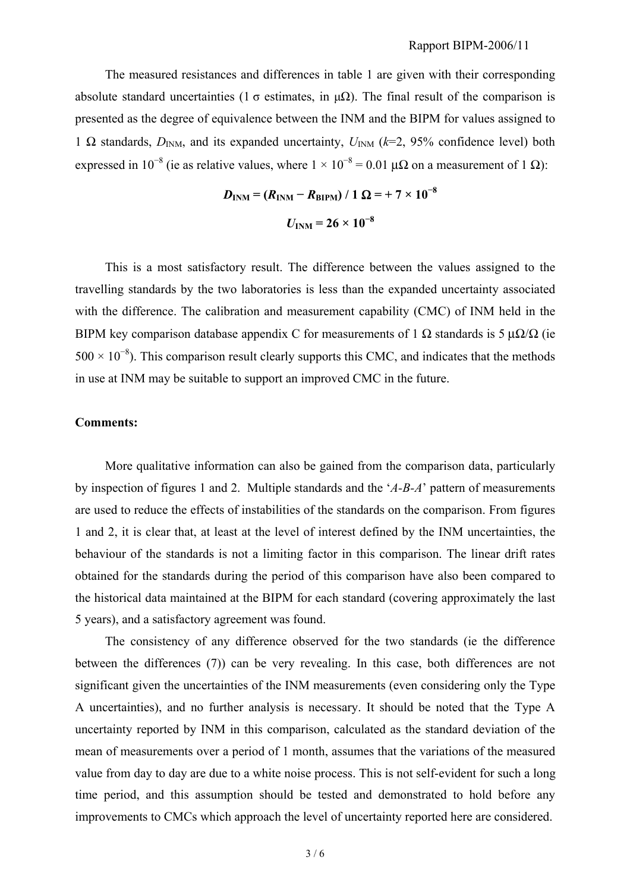The measured resistances and differences in table 1 are given with their corresponding absolute standard uncertainties (1 σ estimates, in μΩ). The final result of the comparison is presented as the degree of equivalence between the INM and the BIPM for values assigned to 1 Ω standards, $D_{INM}$, and its expanded uncertainty, $U_{INM}$ ($k$=2, 95% confidence level) both expressed in $10^{-8}$ (ie as relative values, where $1 \times 10^{-8} = 0.01$ μΩ on a measurement of 1 Ω):

$$\boldsymbol{D_{INM} = (R_{INM} - R_{BIPM}) / 1\ \Omega = +\,7 \times 10^{-8}}$$

$$\boldsymbol{U_{INM} = 26 \times 10^{-8}}$$

This is a most satisfactory result. The difference between the values assigned to the travelling standards by the two laboratories is less than the expanded uncertainty associated with the difference. The calibration and measurement capability (CMC) of INM held in the BIPM key comparison database appendix C for measurements of 1 Ω standards is 5 μΩ/Ω (ie $500 \times 10^{-8}$). This comparison result clearly supports this CMC, and indicates that the methods in use at INM may be suitable to support an improved CMC in the future.

**Comments:**

More qualitative information can also be gained from the comparison data, particularly by inspection of figures 1 and 2. Multiple standards and the '*A-B-A*' pattern of measurements are used to reduce the effects of instabilities of the standards on the comparison. From figures 1 and 2, it is clear that, at least at the level of interest defined by the INM uncertainties, the behaviour of the standards is not a limiting factor in this comparison. The linear drift rates obtained for the standards during the period of this comparison have also been compared to the historical data maintained at the BIPM for each standard (covering approximately the last 5 years), and a satisfactory agreement was found.

The consistency of any difference observed for the two standards (ie the difference between the differences (7)) can be very revealing. In this case, both differences are not significant given the uncertainties of the INM measurements (even considering only the Type A uncertainties), and no further analysis is necessary. It should be noted that the Type A uncertainty reported by INM in this comparison, calculated as the standard deviation of the mean of measurements over a period of 1 month, assumes that the variations of the measured value from day to day are due to a white noise process. This is not self-evident for such a long time period, and this assumption should be tested and demonstrated to hold before any improvements to CMCs which approach the level of uncertainty reported here are considered.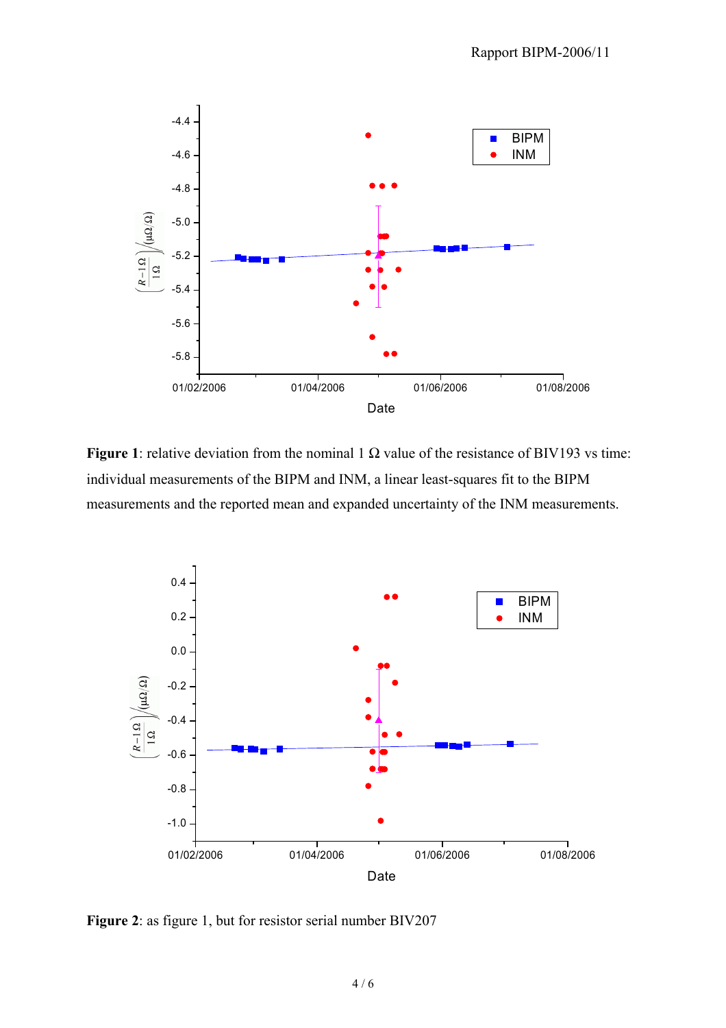**Figure 1**: relative deviation from the nominal 1 Ω value of the resistance of BIV193 vs time: individual measurements of the BIPM and INM, a linear least-squares fit to the BIPM measurements and the reported mean and expanded uncertainty of the INM measurements.

**Figure 2**: as figure 1, but for resistor serial number BIV207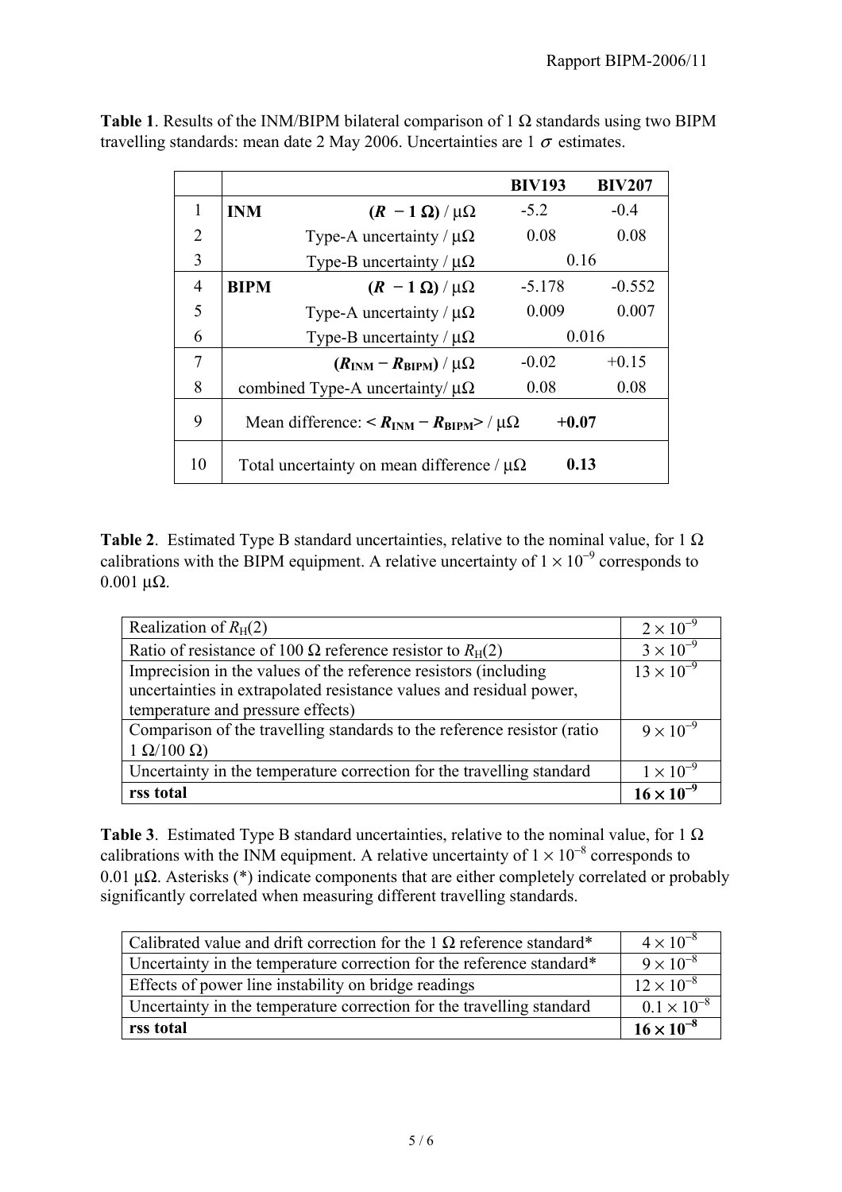**Table 1**. Results of the INM/BIPM bilateral comparison of 1 Ω standards using two BIPM travelling standards: mean date 2 May 2006. Uncertainties are 1 $\sigma$ estimates.

| | | | **BIV193** | **BIV207** |
|---|---|---|---|---|
| 1 | **INM** | $(R - 1\ \Omega)$ / μΩ | -5.2 | -0.4 |
| 2 | | Type-A uncertainty / μΩ | 0.08 | 0.08 |
| 3 | | Type-B uncertainty / μΩ | 0.16 | |
| 4 | **BIPM** | $(R - 1\ \Omega)$ / μΩ | -5.178 | -0.552 |
| 5 | | Type-A uncertainty / μΩ | 0.009 | 0.007 |
| 6 | | Type-B uncertainty / μΩ | 0.016 | |
| 7 | | $(R_{INM} - R_{BIPM})$ / μΩ | -0.02 | +0.15 |
| 8 | | combined Type-A uncertainty/ μΩ | 0.08 | 0.08 |
| 9 | | Mean difference: $< R_{INM} - R_{BIPM} >$ / μΩ | **+0.07** | |
| 10 | | Total uncertainty on mean difference / μΩ | **0.13** | |

**Table 2**. Estimated Type B standard uncertainties, relative to the nominal value, for 1 Ω calibrations with the BIPM equipment. A relative uncertainty of $1 \times 10^{-9}$ corresponds to 0.001 μΩ.

| | |
|---|---|
| Realization of $R_H(2)$ | $2 \times 10^{-9}$ |
| Ratio of resistance of 100 Ω reference resistor to $R_H(2)$ | $3 \times 10^{-9}$ |
| Imprecision in the values of the reference resistors (including uncertainties in extrapolated resistance values and residual power, temperature and pressure effects) | $13 \times 10^{-9}$ |
| Comparison of the travelling standards to the reference resistor (ratio 1 Ω/100 Ω) | $9 \times 10^{-9}$ |
| Uncertainty in the temperature correction for the travelling standard | $1 \times 10^{-9}$ |
| **rss total** | $\mathbf{16 \times 10^{-9}}$ |

**Table 3**. Estimated Type B standard uncertainties, relative to the nominal value, for 1 Ω calibrations with the INM equipment. A relative uncertainty of $1 \times 10^{-8}$ corresponds to 0.01 μΩ. Asterisks (*) indicate components that are either completely correlated or probably significantly correlated when measuring different travelling standards.

| | |
|---|---|
| Calibrated value and drift correction for the 1 Ω reference standard* | $4 \times 10^{-8}$ |
| Uncertainty in the temperature correction for the reference standard* | $9 \times 10^{-8}$ |
| Effects of power line instability on bridge readings | $12 \times 10^{-8}$ |
| Uncertainty in the temperature correction for the travelling standard | $0.1 \times 10^{-8}$ |
| **rss total** | $\mathbf{16 \times 10^{-8}}$ |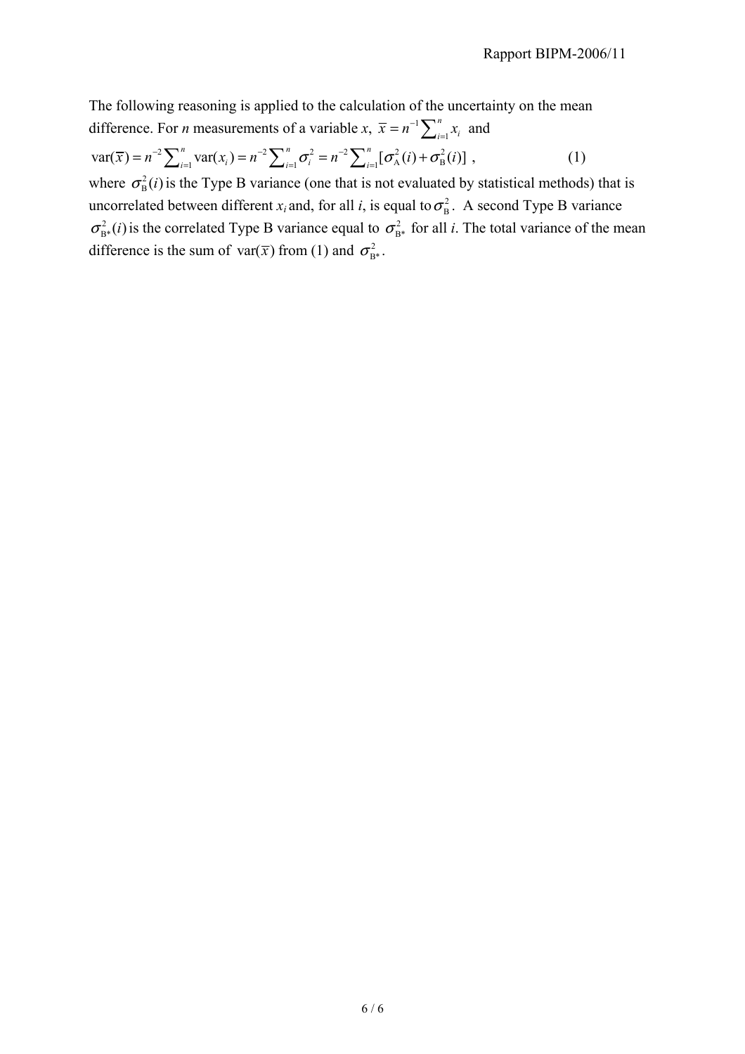The following reasoning is applied to the calculation of the uncertainty on the mean difference. For *n* measurements of a variable *x*, $\overline{x} = n^{-1}\sum_{i=1}^{n} x_i$ and

$$\mathrm{var}(\overline{x}) = n^{-2}\sum_{i=1}^{n}\mathrm{var}(x_i) = n^{-2}\sum_{i=1}^{n}\sigma_i^2 = n^{-2}\sum_{i=1}^{n}[\sigma_{\mathrm{A}}^2(i) + \sigma_{\mathrm{B}}^2(i)] \ , \qquad (1)$$

where $\sigma_{\mathrm{B}}^2(i)$ is the Type B variance (one that is not evaluated by statistical methods) that is uncorrelated between different $x_i$ and, for all *i*, is equal to $\sigma_{\mathrm{B}}^2$. A second Type B variance $\sigma_{\mathrm{B}*}^2(i)$ is the correlated Type B variance equal to $\sigma_{\mathrm{B}*}^2$ for all *i*. The total variance of the mean difference is the sum of $\mathrm{var}(\overline{x})$ from (1) and $\sigma_{\mathrm{B}*}^2$.